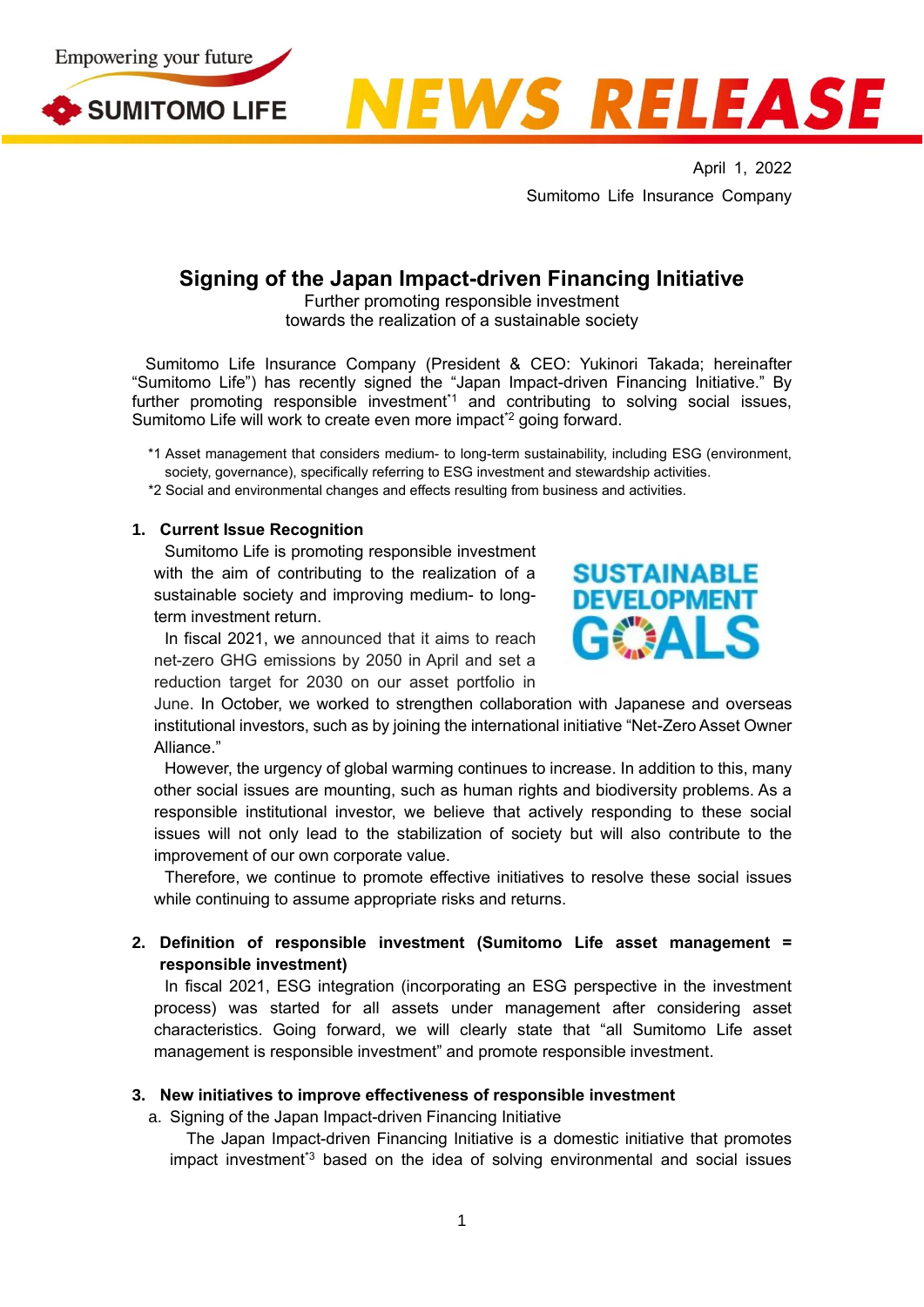Empowering your future

SUMITOMO LIFE

# NEWS RELEASE

April 1, 2022

Sumitomo Life Insurance Company

## Signing of the Japan Impact-driven Financing Initiative

Further promoting responsible investment
towards the realization of a sustainable society

Sumitomo Life Insurance Company (President & CEO: Yukinori Takada; hereinafter "Sumitomo Life") has recently signed the "Japan Impact-driven Financing Initiative." By further promoting responsible investment[*1] and contributing to solving social issues, Sumitomo Life will work to create even more impact[*2] going forward.

*1 Asset management that considers medium- to long-term sustainability, including ESG (environment, society, governance), specifically referring to ESG investment and stewardship activities.
*2 Social and environmental changes and effects resulting from business and activities.

### 1. Current Issue Recognition

Sumitomo Life is promoting responsible investment with the aim of contributing to the realization of a sustainable society and improving medium- to long-term investment return.

In fiscal 2021, we announced that it aims to reach net-zero GHG emissions by 2050 in April and set a reduction target for 2030 on our asset portfolio in June. In October, we worked to strengthen collaboration with Japanese and overseas institutional investors, such as by joining the international initiative "Net-Zero Asset Owner Alliance."

SUSTAINABLE DEVELOPMENT GOALS

However, the urgency of global warming continues to increase. In addition to this, many other social issues are mounting, such as human rights and biodiversity problems. As a responsible institutional investor, we believe that actively responding to these social issues will not only lead to the stabilization of society but will also contribute to the improvement of our own corporate value.

Therefore, we continue to promote effective initiatives to resolve these social issues while continuing to assume appropriate risks and returns.

### 2. Definition of responsible investment (Sumitomo Life asset management = responsible investment)

In fiscal 2021, ESG integration (incorporating an ESG perspective in the investment process) was started for all assets under management after considering asset characteristics. Going forward, we will clearly state that "all Sumitomo Life asset management is responsible investment" and promote responsible investment.

### 3. New initiatives to improve effectiveness of responsible investment

a. Signing of the Japan Impact-driven Financing Initiative

The Japan Impact-driven Financing Initiative is a domestic initiative that promotes impact investment[*3] based on the idea of solving environmental and social issues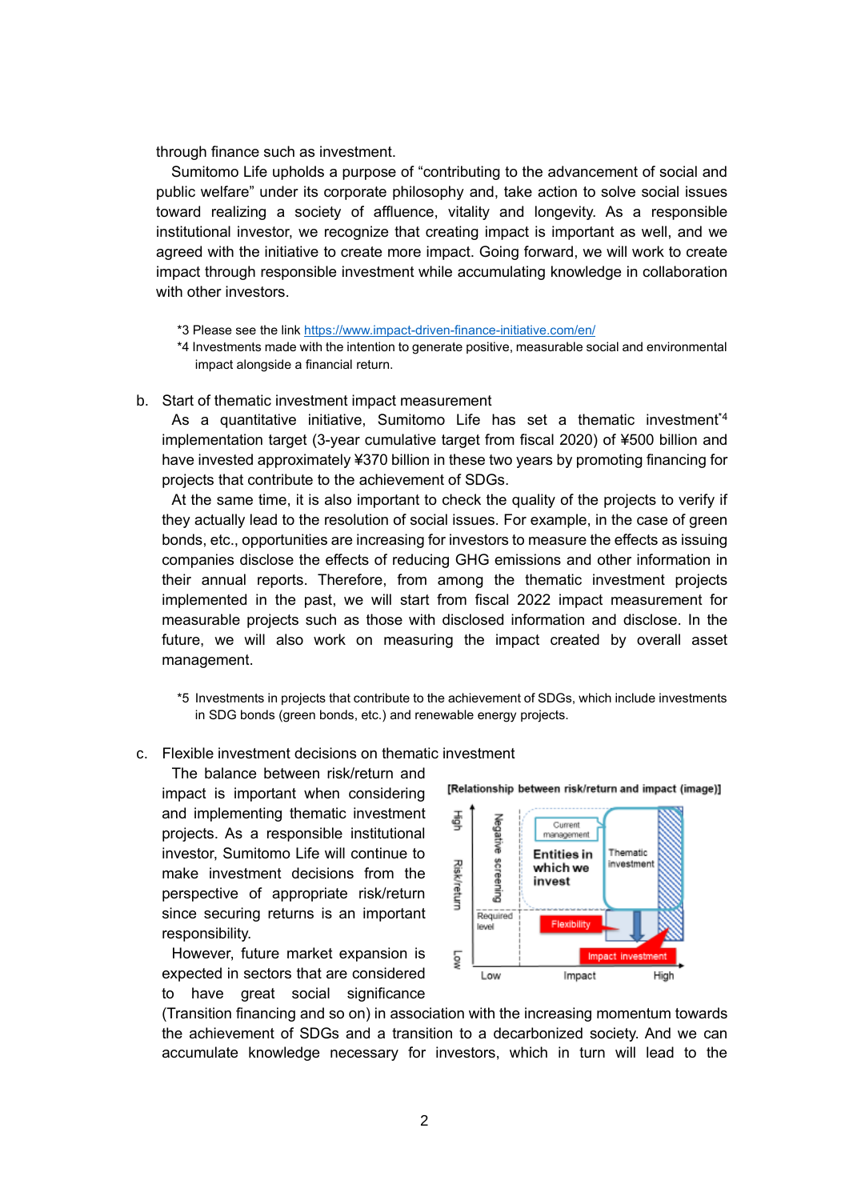through finance such as investment.

Sumitomo Life upholds a purpose of "contributing to the advancement of social and public welfare" under its corporate philosophy and, take action to solve social issues toward realizing a society of affluence, vitality and longevity. As a responsible institutional investor, we recognize that creating impact is important as well, and we agreed with the initiative to create more impact. Going forward, we will work to create impact through responsible investment while accumulating knowledge in collaboration with other investors.

*3 Please see the link https://www.impact-driven-finance-initiative.com/en/

*4 Investments made with the intention to generate positive, measurable social and environmental impact alongside a financial return.

b. Start of thematic investment impact measurement

As a quantitative initiative, Sumitomo Life has set a thematic investment[*4] implementation target (3-year cumulative target from fiscal 2020) of ¥500 billion and have invested approximately ¥370 billion in these two years by promoting financing for projects that contribute to the achievement of SDGs.

At the same time, it is also important to check the quality of the projects to verify if they actually lead to the resolution of social issues. For example, in the case of green bonds, etc., opportunities are increasing for investors to measure the effects as issuing companies disclose the effects of reducing GHG emissions and other information in their annual reports. Therefore, from among the thematic investment projects implemented in the past, we will start from fiscal 2022 impact measurement for measurable projects such as those with disclosed information and disclose. In the future, we will also work on measuring the impact created by overall asset management.

*5 Investments in projects that contribute to the achievement of SDGs, which include investments in SDG bonds (green bonds, etc.) and renewable energy projects.

c. Flexible investment decisions on thematic investment

The balance between risk/return and impact is important when considering and implementing thematic investment projects. As a responsible institutional investor, Sumitomo Life will continue to make investment decisions from the perspective of appropriate risk/return since securing returns is an important responsibility.

**[Relationship between risk/return and impact (image)]**

High / Risk/return / Low; Negative screening; Current management; Entities in which we invest; Thematic investment; Required level; Flexibility; Impact investment; Low / Impact / High

However, future market expansion is expected in sectors that are considered to have great social significance (Transition financing and so on) in association with the increasing momentum towards the achievement of SDGs and a transition to a decarbonized society. And we can accumulate knowledge necessary for investors, which in turn will lead to the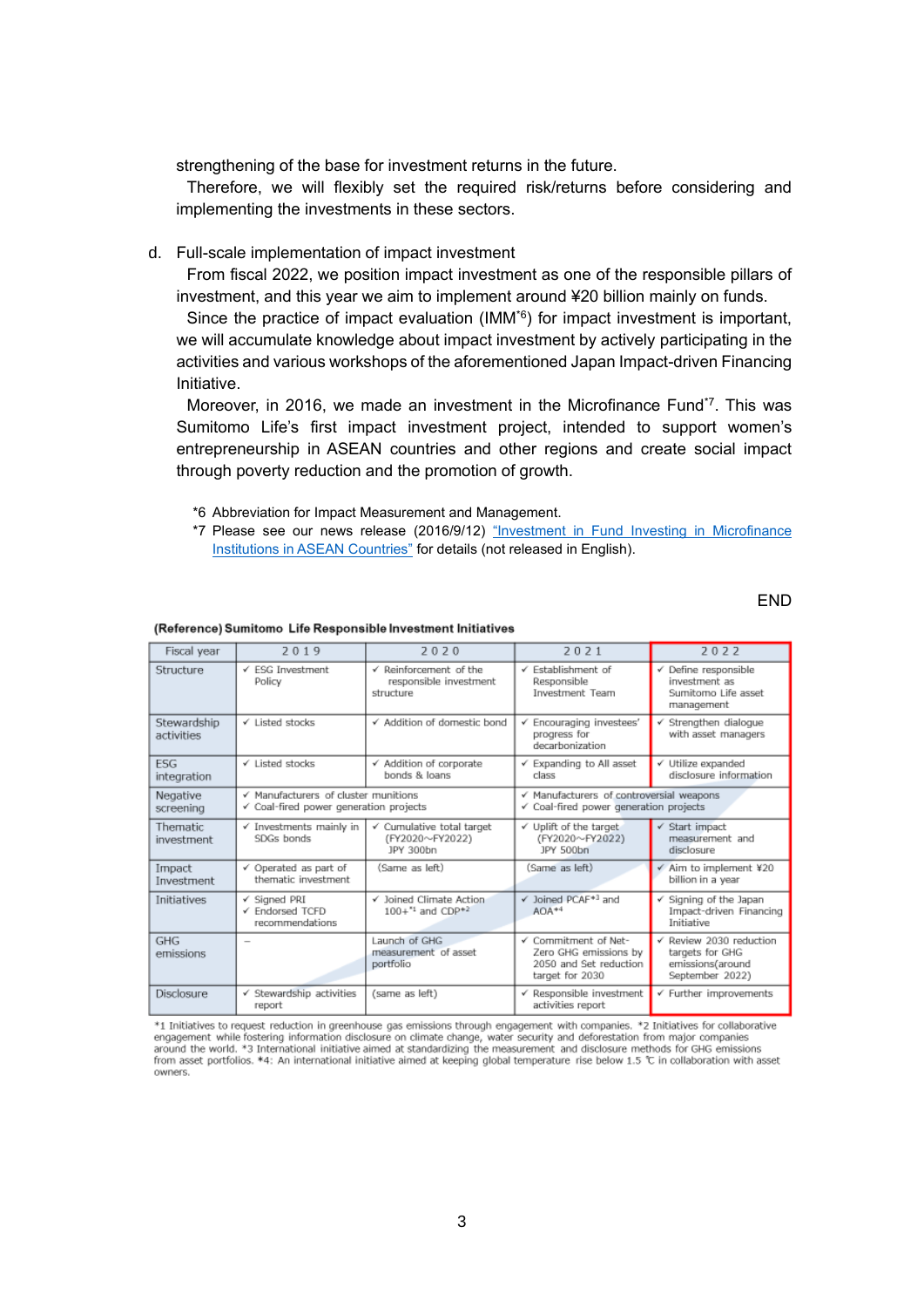strengthening of the base for investment returns in the future.

Therefore, we will flexibly set the required risk/returns before considering and implementing the investments in these sectors.

d. Full-scale implementation of impact investment

From fiscal 2022, we position impact investment as one of the responsible pillars of investment, and this year we aim to implement around ¥20 billion mainly on funds.

Since the practice of impact evaluation (IMM[*6]) for impact investment is important, we will accumulate knowledge about impact investment by actively participating in the activities and various workshops of the aforementioned Japan Impact-driven Financing Initiative.

Moreover, in 2016, we made an investment in the Microfinance Fund[*7]. This was Sumitomo Life's first impact investment project, intended to support women's entrepreneurship in ASEAN countries and other regions and create social impact through poverty reduction and the promotion of growth.

*6 Abbreviation for Impact Measurement and Management.

*7 Please see our news release (2016/9/12) "Investment in Fund Investing in Microfinance Institutions in ASEAN Countries" for details (not released in English).

END

**(Reference) Sumitomo Life Responsible Investment Initiatives**

| Fiscal year | 2019 | 2020 | 2021 | 2022 |
|---|---|---|---|---|
| Structure | ✓ ESG Investment Policy | ✓ Reinforcement of the responsible investment structure | ✓ Establishment of Responsible Investment Team | ✓ Define responsible investment as Sumitomo Life asset management |
| Stewardship activities | ✓ Listed stocks | ✓ Addition of domestic bond | ✓ Encouraging investees' progress for decarbonization | ✓ Strengthen dialogue with asset managers |
| ESG integration | ✓ Listed stocks | ✓ Addition of corporate bonds & loans | ✓ Expanding to All asset class | ✓ Utilize expanded disclosure information |
| Negative screening | ✓ Manufacturers of cluster munitions<br>✓ Coal-fired power generation projects | | ✓ Manufacturers of controversial weapons<br>✓ Coal-fired power generation projects | |
| Thematic investment | ✓ Investments mainly in SDGs bonds | ✓ Cumulative total target (FY2020~FY2022) JPY 300bn | ✓ Uplift of the target (FY2020~FY2022) JPY 500bn | ✓ Start impact measurement and disclosure |
| Impact Investment | ✓ Operated as part of thematic investment | (Same as left) | (Same as left) | ✓ Aim to implement ¥20 billion in a year |
| Initiatives | ✓ Signed PRI<br>✓ Endorsed TCFD recommendations | ✓ Joined Climate Action 100+[*1] and CDP[*2] | ✓ Joined PCAF[*3] and AOA[*4] | ✓ Signing of the Japan Impact-driven Financing Initiative |
| GHG emissions | – | Launch of GHG measurement of asset portfolio | ✓ Commitment of Net-Zero GHG emissions by 2050 and Set reduction target for 2030 | ✓ Review 2030 reduction targets for GHG emissions(around September 2022) |
| Disclosure | ✓ Stewardship activities report | (same as left) | ✓ Responsible investment activities report | ✓ Further improvements |

*1 Initiatives to request reduction in greenhouse gas emissions through engagement with companies. *2 Initiatives for collaborative engagement while fostering information disclosure on climate change, water security and deforestation from major companies around the world. *3 International initiative aimed at standardizing the measurement and disclosure methods for GHG emissions from asset portfolios. *4: An international initiative aimed at keeping global temperature rise below 1.5 ℃ in collaboration with asset owners.